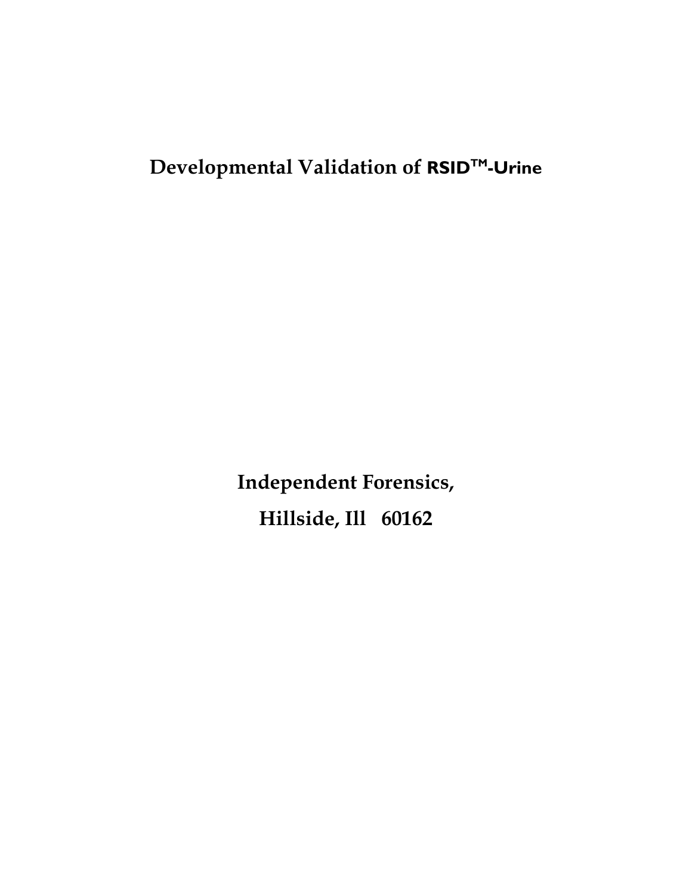# Developmental Validation of RSID™-Urine

**Independent Forensics,**

**Hillside, Ill 60162**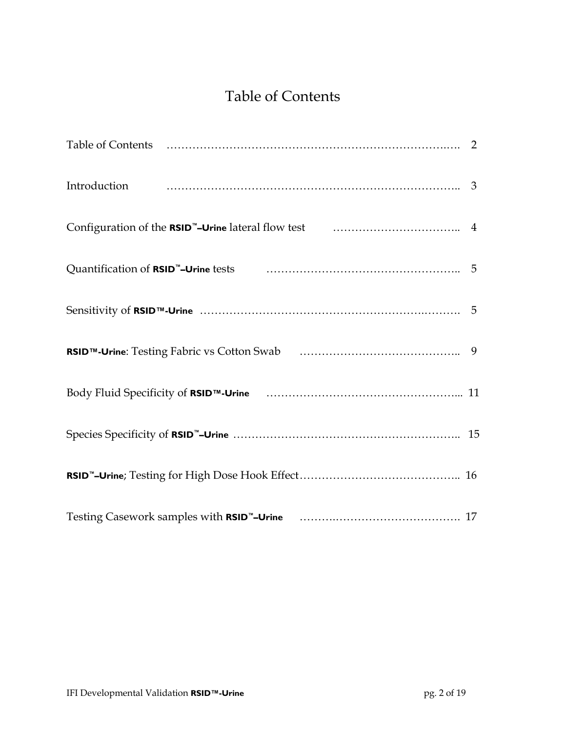# Table of Contents

| | |
|---|---|
| Table of Contents | 2 |
| Introduction | 3 |
| Configuration of the **RSID™–Urine** lateral flow test | 4 |
| Quantification of **RSID™–Urine** tests | 5 |
| Sensitivity of **RSID™-Urine** | 5 |
| **RSID™-Urine**: Testing Fabric vs Cotton Swab | 9 |
| Body Fluid Specificity of **RSID™-Urine** | 11 |
| Species Specificity of **RSID™–Urine** | 15 |
| **RSID™–Urine**; Testing for High Dose Hook Effect | 16 |
| Testing Casework samples with **RSID™–Urine** | 17 |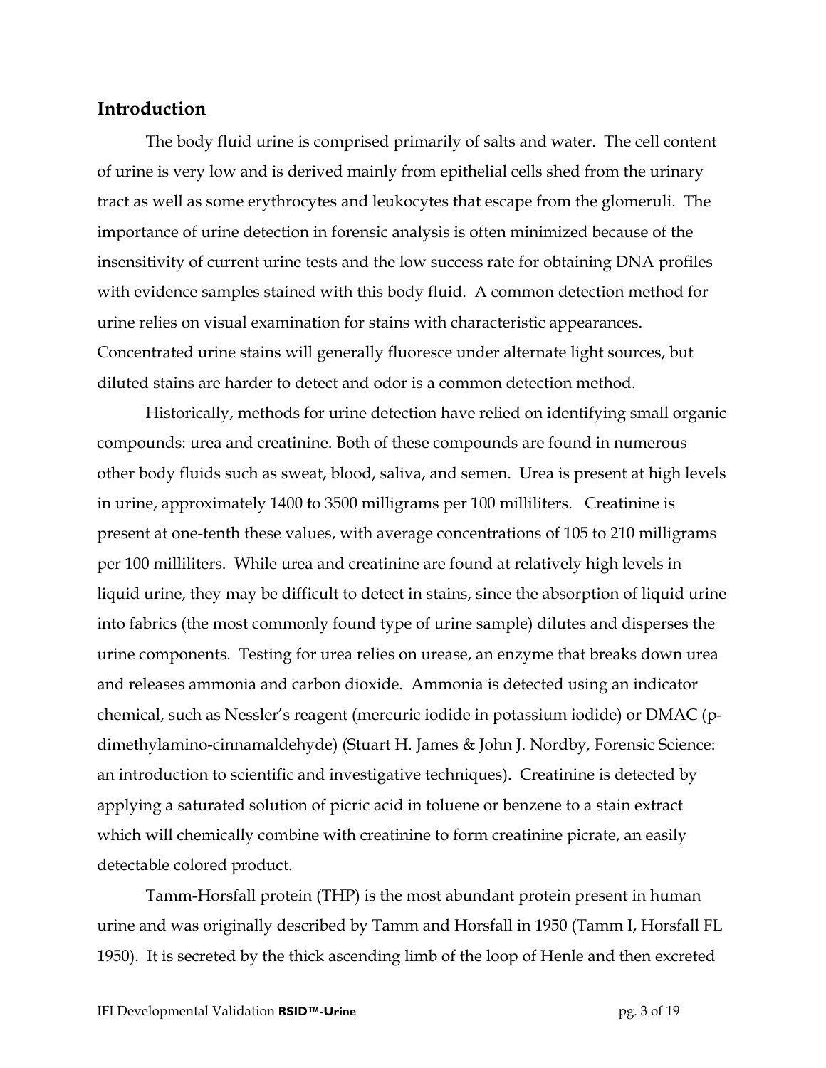## Introduction

The body fluid urine is comprised primarily of salts and water. The cell content of urine is very low and is derived mainly from epithelial cells shed from the urinary tract as well as some erythrocytes and leukocytes that escape from the glomeruli. The importance of urine detection in forensic analysis is often minimized because of the insensitivity of current urine tests and the low success rate for obtaining DNA profiles with evidence samples stained with this body fluid. A common detection method for urine relies on visual examination for stains with characteristic appearances. Concentrated urine stains will generally fluoresce under alternate light sources, but diluted stains are harder to detect and odor is a common detection method.

Historically, methods for urine detection have relied on identifying small organic compounds: urea and creatinine. Both of these compounds are found in numerous other body fluids such as sweat, blood, saliva, and semen. Urea is present at high levels in urine, approximately 1400 to 3500 milligrams per 100 milliliters. Creatinine is present at one-tenth these values, with average concentrations of 105 to 210 milligrams per 100 milliliters. While urea and creatinine are found at relatively high levels in liquid urine, they may be difficult to detect in stains, since the absorption of liquid urine into fabrics (the most commonly found type of urine sample) dilutes and disperses the urine components. Testing for urea relies on urease, an enzyme that breaks down urea and releases ammonia and carbon dioxide. Ammonia is detected using an indicator chemical, such as Nessler's reagent (mercuric iodide in potassium iodide) or DMAC (p-dimethylamino-cinnamaldehyde) (Stuart H. James & John J. Nordby, Forensic Science: an introduction to scientific and investigative techniques). Creatinine is detected by applying a saturated solution of picric acid in toluene or benzene to a stain extract which will chemically combine with creatinine to form creatinine picrate, an easily detectable colored product.

Tamm-Horsfall protein (THP) is the most abundant protein present in human urine and was originally described by Tamm and Horsfall in 1950 (Tamm I, Horsfall FL 1950). It is secreted by the thick ascending limb of the loop of Henle and then excreted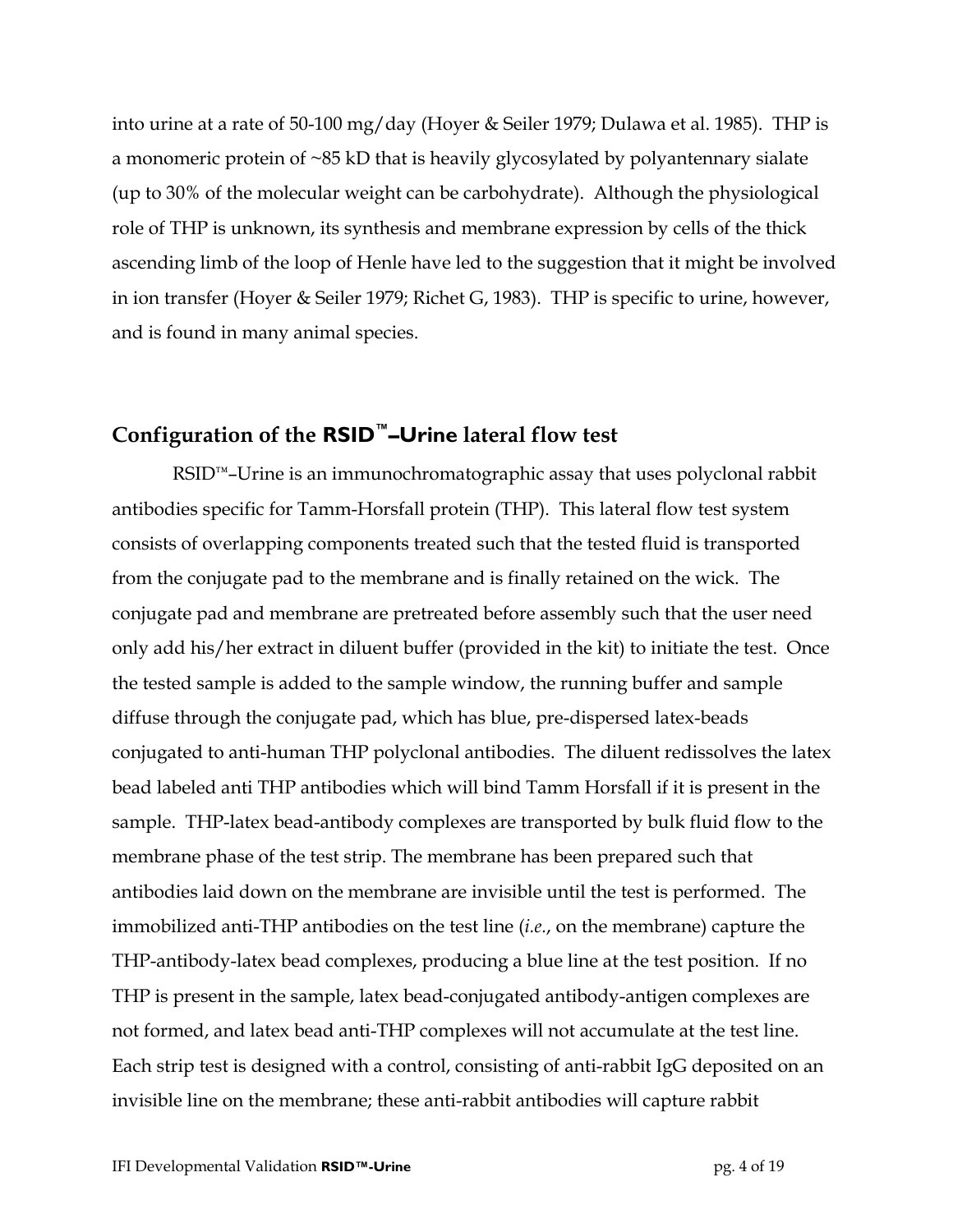into urine at a rate of 50-100 mg/day (Hoyer & Seiler 1979; Dulawa et al. 1985). THP is a monomeric protein of ~85 kD that is heavily glycosylated by polyantennary sialate (up to 30% of the molecular weight can be carbohydrate). Although the physiological role of THP is unknown, its synthesis and membrane expression by cells of the thick ascending limb of the loop of Henle have led to the suggestion that it might be involved in ion transfer (Hoyer & Seiler 1979; Richet G, 1983). THP is specific to urine, however, and is found in many animal species.

## Configuration of the **RSID™–Urine** lateral flow test

RSID™–Urine is an immunochromatographic assay that uses polyclonal rabbit antibodies specific for Tamm-Horsfall protein (THP). This lateral flow test system consists of overlapping components treated such that the tested fluid is transported from the conjugate pad to the membrane and is finally retained on the wick. The conjugate pad and membrane are pretreated before assembly such that the user need only add his/her extract in diluent buffer (provided in the kit) to initiate the test. Once the tested sample is added to the sample window, the running buffer and sample diffuse through the conjugate pad, which has blue, pre-dispersed latex-beads conjugated to anti-human THP polyclonal antibodies. The diluent redissolves the latex bead labeled anti THP antibodies which will bind Tamm Horsfall if it is present in the sample. THP-latex bead-antibody complexes are transported by bulk fluid flow to the membrane phase of the test strip. The membrane has been prepared such that antibodies laid down on the membrane are invisible until the test is performed. The immobilized anti-THP antibodies on the test line (*i.e.*, on the membrane) capture the THP-antibody-latex bead complexes, producing a blue line at the test position. If no THP is present in the sample, latex bead-conjugated antibody-antigen complexes are not formed, and latex bead anti-THP complexes will not accumulate at the test line. Each strip test is designed with a control, consisting of anti-rabbit IgG deposited on an invisible line on the membrane; these anti-rabbit antibodies will capture rabbit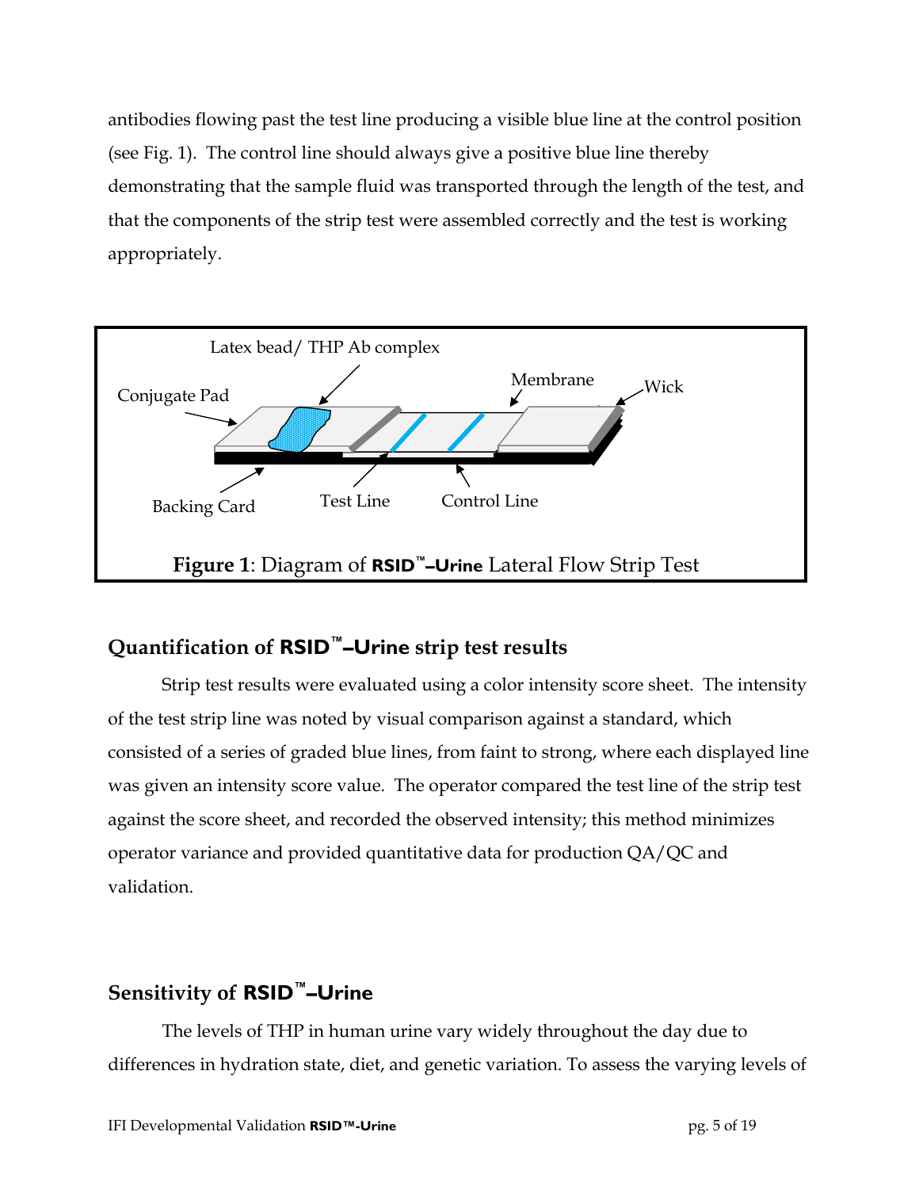antibodies flowing past the test line producing a visible blue line at the control position (see Fig. 1). The control line should always give a positive blue line thereby demonstrating that the sample fluid was transported through the length of the test, and that the components of the strip test were assembled correctly and the test is working appropriately.

Latex bead/ THP Ab complex

Conjugate Pad

Membrane

Wick

Backing Card

Test Line

Control Line

**Figure 1**: Diagram of **RSID™–Urine** Lateral Flow Strip Test

## Quantification of RSID™–Urine strip test results

Strip test results were evaluated using a color intensity score sheet. The intensity of the test strip line was noted by visual comparison against a standard, which consisted of a series of graded blue lines, from faint to strong, where each displayed line was given an intensity score value. The operator compared the test line of the strip test against the score sheet, and recorded the observed intensity; this method minimizes operator variance and provided quantitative data for production QA/QC and validation.

## Sensitivity of RSID™–Urine

The levels of THP in human urine vary widely throughout the day due to differences in hydration state, diet, and genetic variation. To assess the varying levels of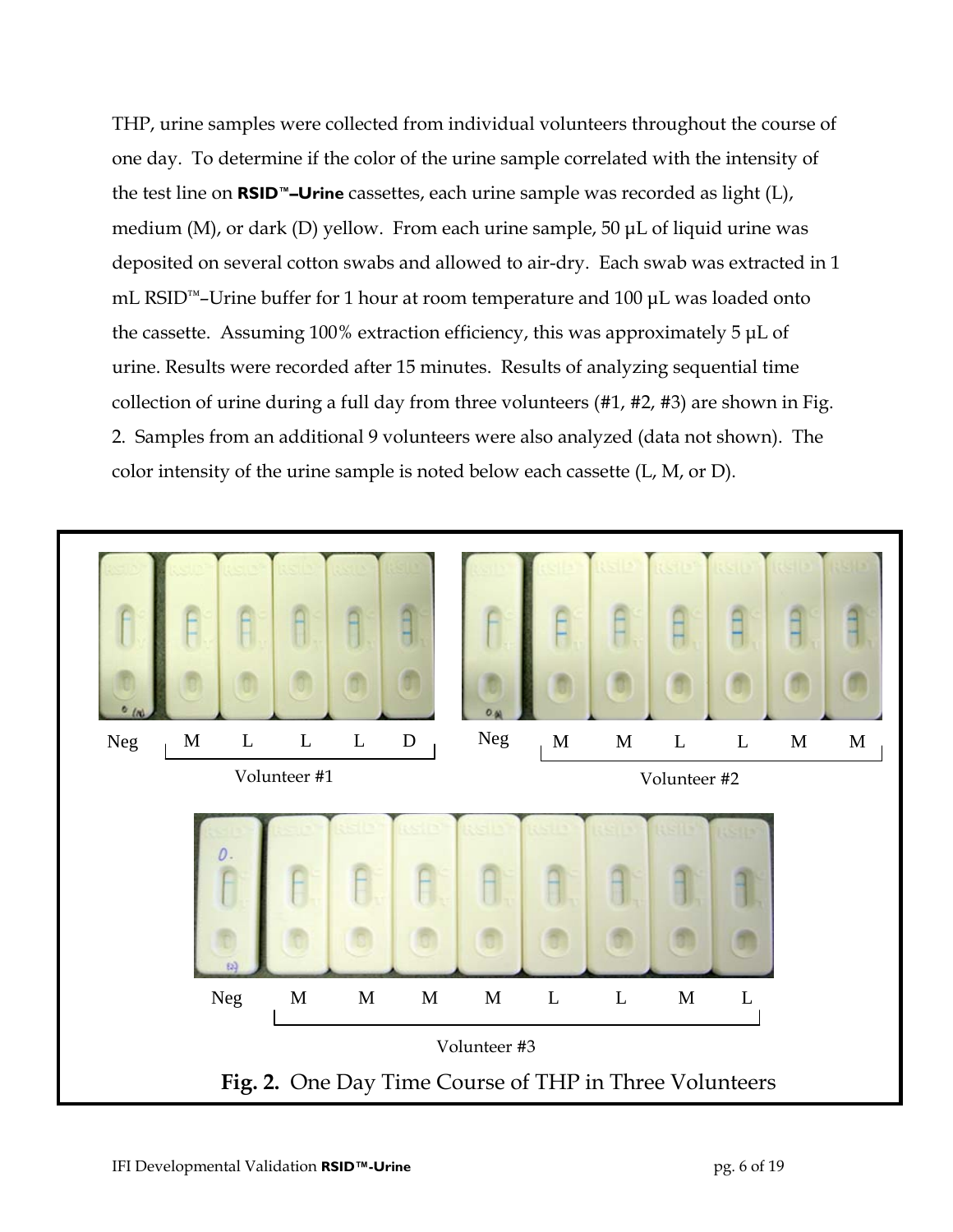THP, urine samples were collected from individual volunteers throughout the course of one day. To determine if the color of the urine sample correlated with the intensity of the test line on **RSID™–Urine** cassettes, each urine sample was recorded as light (L), medium (M), or dark (D) yellow. From each urine sample, 50 µL of liquid urine was deposited on several cotton swabs and allowed to air-dry. Each swab was extracted in 1 mL RSID™–Urine buffer for 1 hour at room temperature and 100 µL was loaded onto the cassette. Assuming 100% extraction efficiency, this was approximately 5 µL of urine. Results were recorded after 15 minutes. Results of analyzing sequential time collection of urine during a full day from three volunteers (#1, #2, #3) are shown in Fig. 2. Samples from an additional 9 volunteers were also analyzed (data not shown). The color intensity of the urine sample is noted below each cassette (L, M, or D).

Neg M L L L D
Volunteer #1

Neg M M L L M M
Volunteer #2

Neg M M M M L L M L
Volunteer #3

**Fig. 2.** One Day Time Course of THP in Three Volunteers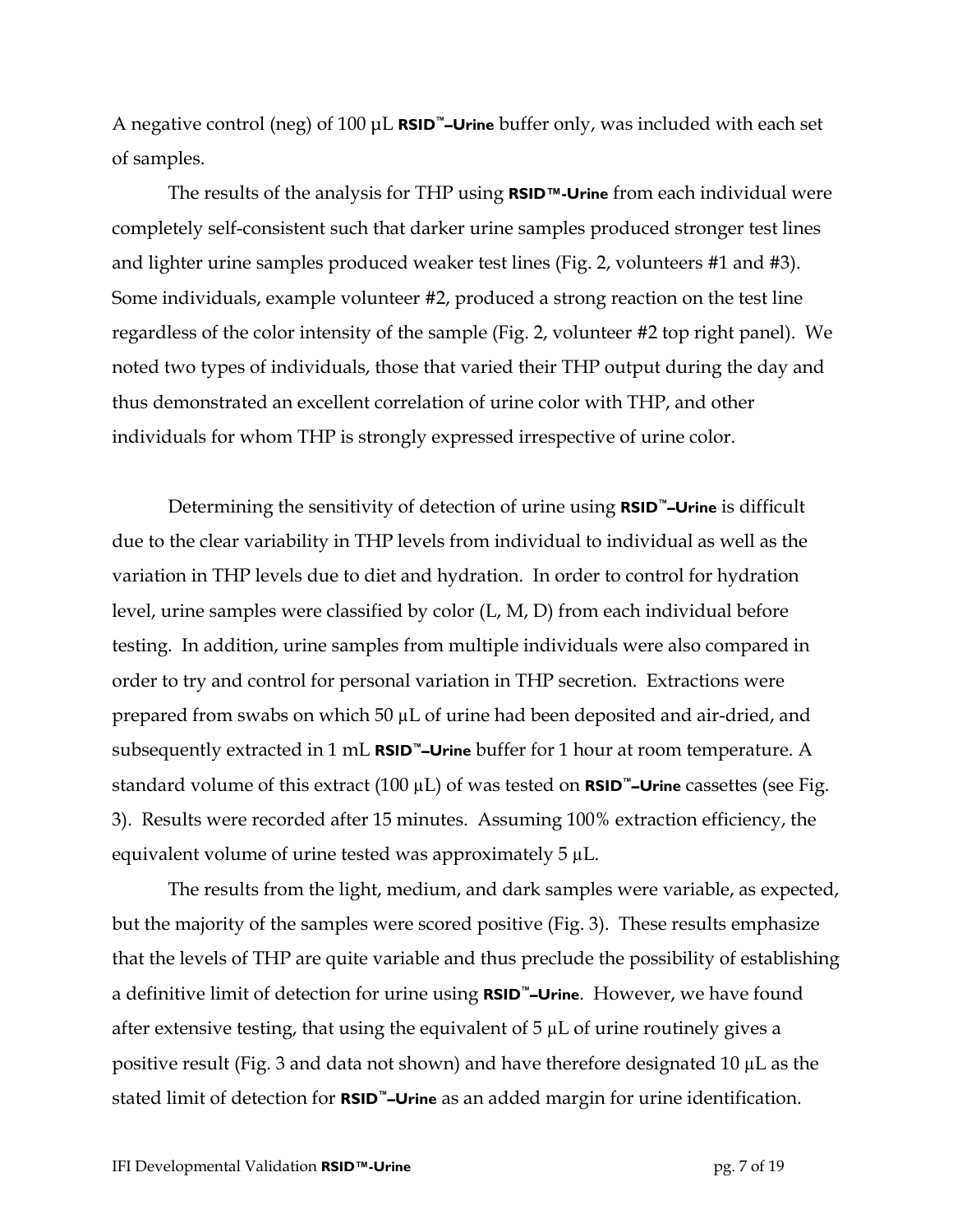A negative control (neg) of 100 µL **RSID™–Urine** buffer only, was included with each set of samples.

The results of the analysis for THP using **RSID™-Urine** from each individual were completely self-consistent such that darker urine samples produced stronger test lines and lighter urine samples produced weaker test lines (Fig. 2, volunteers #1 and #3). Some individuals, example volunteer #2, produced a strong reaction on the test line regardless of the color intensity of the sample (Fig. 2, volunteer #2 top right panel). We noted two types of individuals, those that varied their THP output during the day and thus demonstrated an excellent correlation of urine color with THP, and other individuals for whom THP is strongly expressed irrespective of urine color.

Determining the sensitivity of detection of urine using **RSID™–Urine** is difficult due to the clear variability in THP levels from individual to individual as well as the variation in THP levels due to diet and hydration. In order to control for hydration level, urine samples were classified by color (L, M, D) from each individual before testing. In addition, urine samples from multiple individuals were also compared in order to try and control for personal variation in THP secretion. Extractions were prepared from swabs on which 50 µL of urine had been deposited and air-dried, and subsequently extracted in 1 mL **RSID™–Urine** buffer for 1 hour at room temperature. A standard volume of this extract (100 µL) of was tested on **RSID™–Urine** cassettes (see Fig. 3). Results were recorded after 15 minutes. Assuming 100% extraction efficiency, the equivalent volume of urine tested was approximately 5 µL.

The results from the light, medium, and dark samples were variable, as expected, but the majority of the samples were scored positive (Fig. 3). These results emphasize that the levels of THP are quite variable and thus preclude the possibility of establishing a definitive limit of detection for urine using **RSID™–Urine**. However, we have found after extensive testing, that using the equivalent of 5 µL of urine routinely gives a positive result (Fig. 3 and data not shown) and have therefore designated 10 µL as the stated limit of detection for **RSID™–Urine** as an added margin for urine identification.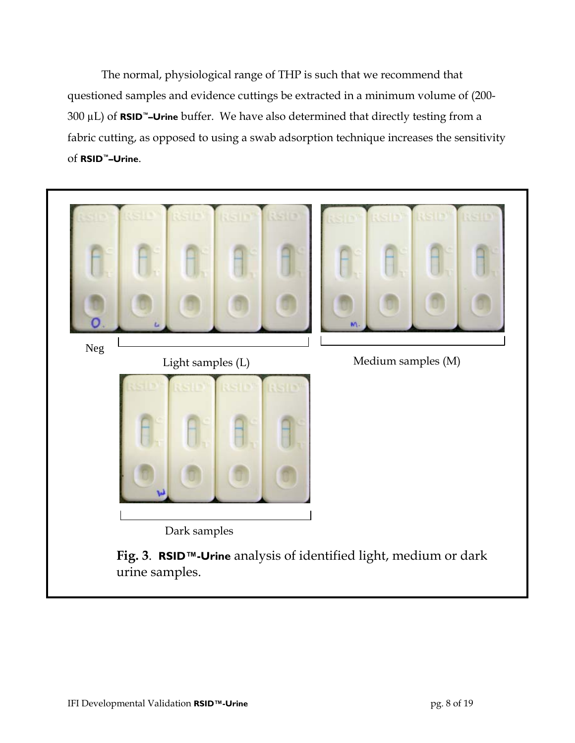The normal, physiological range of THP is such that we recommend that questioned samples and evidence cuttings be extracted in a minimum volume of (200-300 µL) of **RSID™–Urine** buffer. We have also determined that directly testing from a fabric cutting, as opposed to using a swab adsorption technique increases the sensitivity of **RSID™–Urine**.

Neg

Light samples (L)

Medium samples (M)

Dark samples

**Fig. 3**. **RSID™-Urine** analysis of identified light, medium or dark urine samples.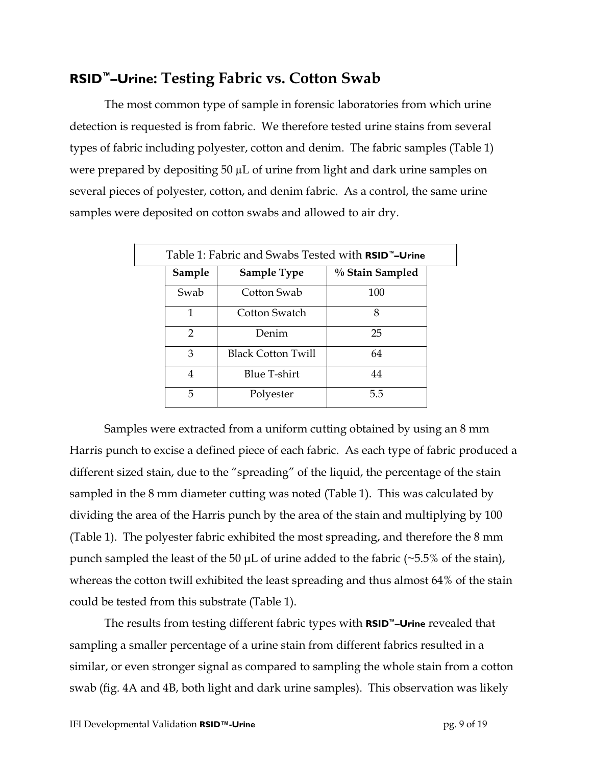## RSID™–Urine: Testing Fabric vs. Cotton Swab

The most common type of sample in forensic laboratories from which urine detection is requested is from fabric. We therefore tested urine stains from several types of fabric including polyester, cotton and denim. The fabric samples (Table 1) were prepared by depositing 50 µL of urine from light and dark urine samples on several pieces of polyester, cotton, and denim fabric. As a control, the same urine samples were deposited on cotton swabs and allowed to air dry.

Table 1: Fabric and Swabs Tested with RSID™–Urine

| Sample | Sample Type | % Stain Sampled |
|---|---|---|
| Swab | Cotton Swab | 100 |
| 1 | Cotton Swatch | 8 |
| 2 | Denim | 25 |
| 3 | Black Cotton Twill | 64 |
| 4 | Blue T-shirt | 44 |
| 5 | Polyester | 5.5 |

Samples were extracted from a uniform cutting obtained by using an 8 mm Harris punch to excise a defined piece of each fabric. As each type of fabric produced a different sized stain, due to the "spreading" of the liquid, the percentage of the stain sampled in the 8 mm diameter cutting was noted (Table 1). This was calculated by dividing the area of the Harris punch by the area of the stain and multiplying by 100 (Table 1). The polyester fabric exhibited the most spreading, and therefore the 8 mm punch sampled the least of the 50 µL of urine added to the fabric (~5.5% of the stain), whereas the cotton twill exhibited the least spreading and thus almost 64% of the stain could be tested from this substrate (Table 1).

The results from testing different fabric types with **RSID™–Urine** revealed that sampling a smaller percentage of a urine stain from different fabrics resulted in a similar, or even stronger signal as compared to sampling the whole stain from a cotton swab (fig. 4A and 4B, both light and dark urine samples). This observation was likely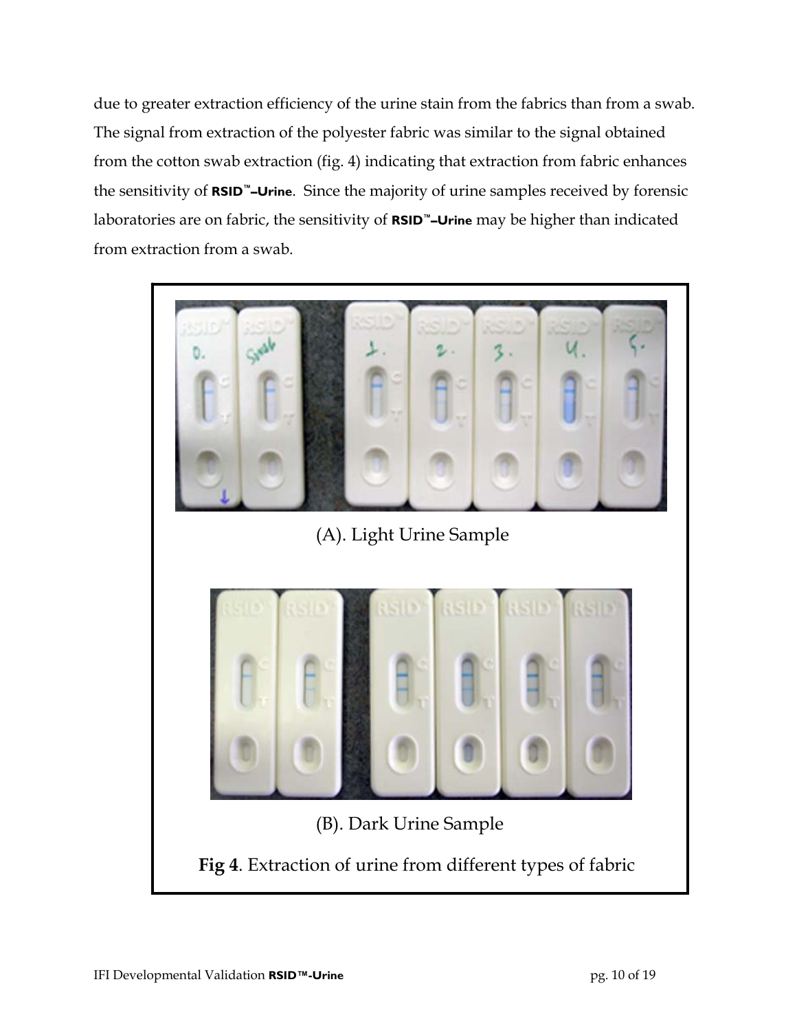due to greater extraction efficiency of the urine stain from the fabrics than from a swab. The signal from extraction of the polyester fabric was similar to the signal obtained from the cotton swab extraction (fig. 4) indicating that extraction from fabric enhances the sensitivity of **RSID™–Urine**. Since the majority of urine samples received by forensic laboratories are on fabric, the sensitivity of **RSID™–Urine** may be higher than indicated from extraction from a swab.

(A). Light Urine Sample

(B). Dark Urine Sample

**Fig 4**. Extraction of urine from different types of fabric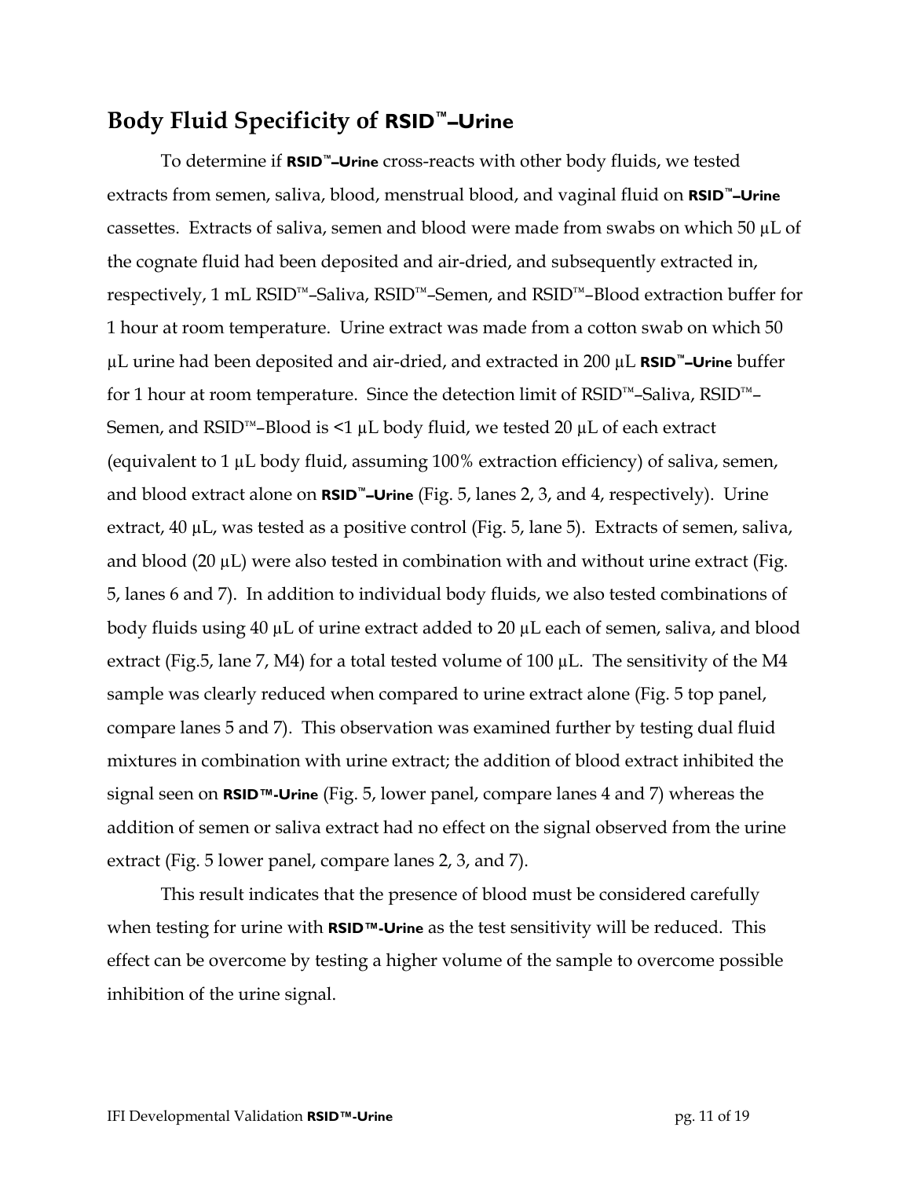## Body Fluid Specificity of **RSID™–Urine**

To determine if **RSID™–Urine** cross-reacts with other body fluids, we tested extracts from semen, saliva, blood, menstrual blood, and vaginal fluid on **RSID™–Urine** cassettes. Extracts of saliva, semen and blood were made from swabs on which 50 µL of the cognate fluid had been deposited and air-dried, and subsequently extracted in, respectively, 1 mL RSID™–Saliva, RSID™–Semen, and RSID™–Blood extraction buffer for 1 hour at room temperature. Urine extract was made from a cotton swab on which 50 µL urine had been deposited and air-dried, and extracted in 200 µL **RSID™–Urine** buffer for 1 hour at room temperature. Since the detection limit of RSID™–Saliva, RSID™–Semen, and RSID™–Blood is <1 µL body fluid, we tested 20 µL of each extract (equivalent to 1 µL body fluid, assuming 100% extraction efficiency) of saliva, semen, and blood extract alone on **RSID™–Urine** (Fig. 5, lanes 2, 3, and 4, respectively). Urine extract, 40 µL, was tested as a positive control (Fig. 5, lane 5). Extracts of semen, saliva, and blood (20 µL) were also tested in combination with and without urine extract (Fig. 5, lanes 6 and 7). In addition to individual body fluids, we also tested combinations of body fluids using 40 µL of urine extract added to 20 µL each of semen, saliva, and blood extract (Fig.5, lane 7, M4) for a total tested volume of 100 µL. The sensitivity of the M4 sample was clearly reduced when compared to urine extract alone (Fig. 5 top panel, compare lanes 5 and 7). This observation was examined further by testing dual fluid mixtures in combination with urine extract; the addition of blood extract inhibited the signal seen on **RSID™-Urine** (Fig. 5, lower panel, compare lanes 4 and 7) whereas the addition of semen or saliva extract had no effect on the signal observed from the urine extract (Fig. 5 lower panel, compare lanes 2, 3, and 7).

This result indicates that the presence of blood must be considered carefully when testing for urine with **RSID™-Urine** as the test sensitivity will be reduced. This effect can be overcome by testing a higher volume of the sample to overcome possible inhibition of the urine signal.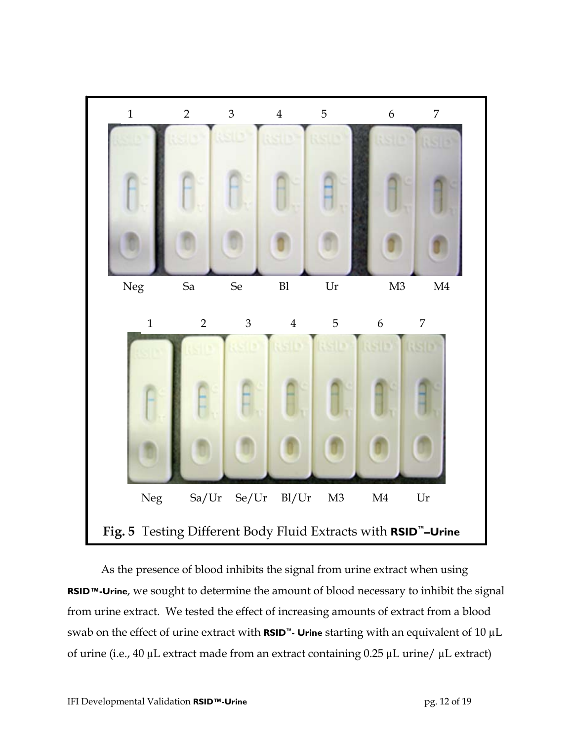| 1 | 2 | 3 | 4 | 5 | 6 | 7 |
|---|---|---|---|---|---|---|
| Neg | Sa | Se | Bl | Ur | M3 | M4 |

| 1 | 2 | 3 | 4 | 5 | 6 | 7 |
|---|---|---|---|---|---|---|
| Neg | Sa/Ur | Se/Ur | Bl/Ur | M3 | M4 | Ur |

**Fig. 5** Testing Different Body Fluid Extracts with **RSID™–Urine**

As the presence of blood inhibits the signal from urine extract when using **RSID™-Urine**, we sought to determine the amount of blood necessary to inhibit the signal from urine extract. We tested the effect of increasing amounts of extract from a blood swab on the effect of urine extract with **RSID™- Urine** starting with an equivalent of 10 µL of urine (i.e., 40 µL extract made from an extract containing 0.25 µL urine/ µL extract)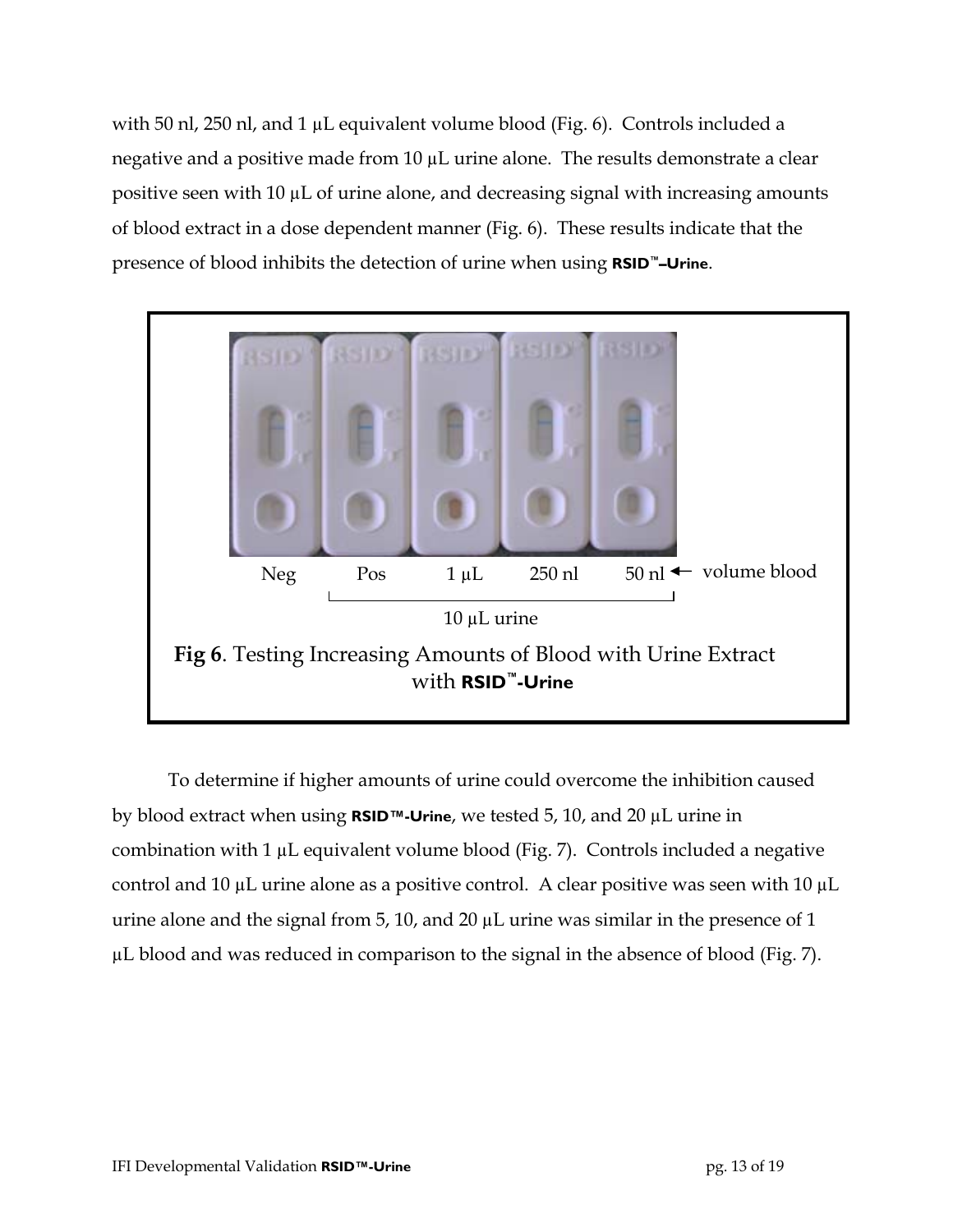with 50 nl, 250 nl, and 1 µL equivalent volume blood (Fig. 6). Controls included a negative and a positive made from 10 µL urine alone. The results demonstrate a clear positive seen with 10 µL of urine alone, and decreasing signal with increasing amounts of blood extract in a dose dependent manner (Fig. 6). These results indicate that the presence of blood inhibits the detection of urine when using **RSID™–Urine**.

Neg Pos 1 µL 250 nl 50 nl ← volume blood

10 µL urine

**Fig 6**. Testing Increasing Amounts of Blood with Urine Extract with **RSID™-Urine**

To determine if higher amounts of urine could overcome the inhibition caused by blood extract when using **RSID™-Urine**, we tested 5, 10, and 20 µL urine in combination with 1 µL equivalent volume blood (Fig. 7). Controls included a negative control and 10 µL urine alone as a positive control. A clear positive was seen with 10 µL urine alone and the signal from 5, 10, and 20 µL urine was similar in the presence of 1 µL blood and was reduced in comparison to the signal in the absence of blood (Fig. 7).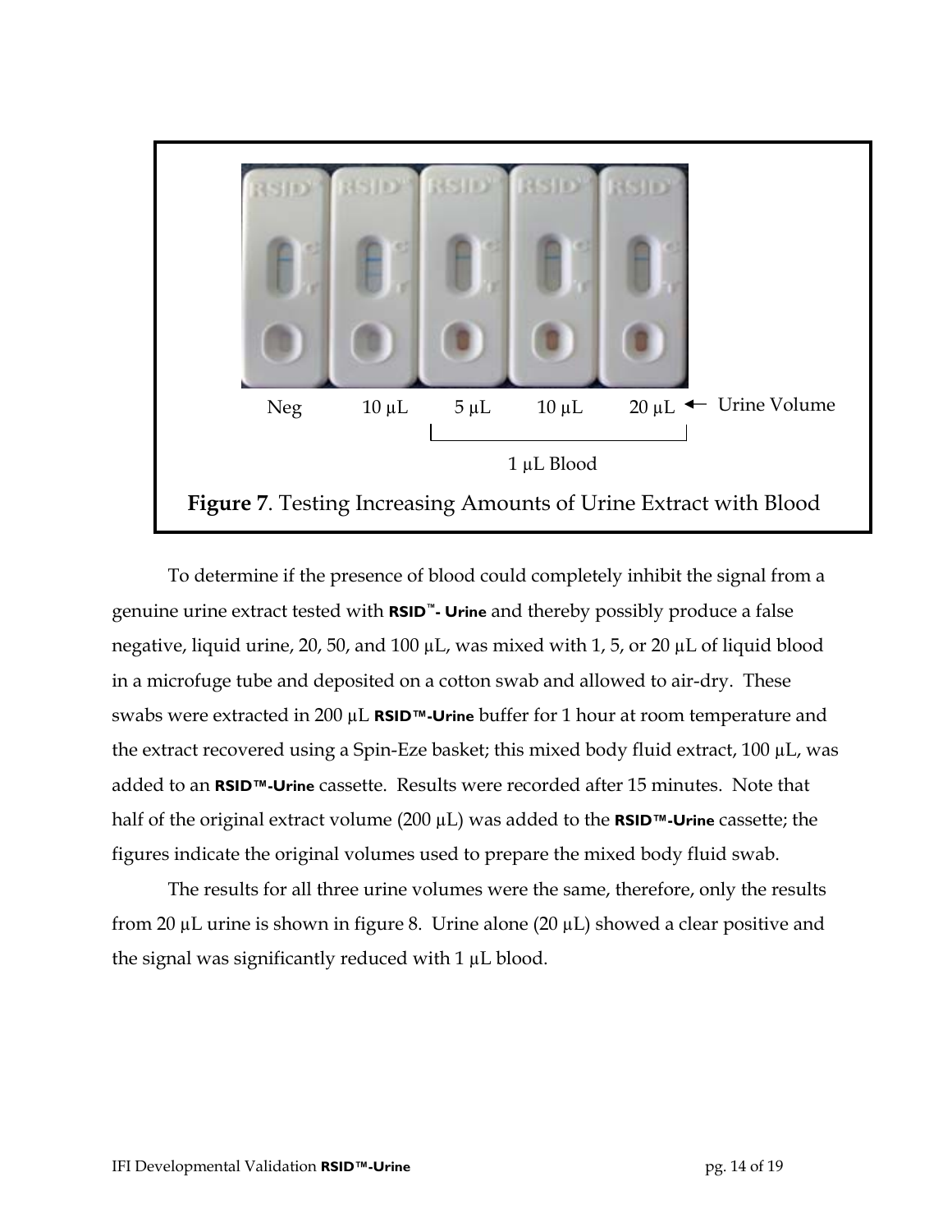Neg 10 μL 5 μL 10 μL 20 μL ← Urine Volume

1 μL Blood

**Figure 7**. Testing Increasing Amounts of Urine Extract with Blood

To determine if the presence of blood could completely inhibit the signal from a genuine urine extract tested with **RSID™- Urine** and thereby possibly produce a false negative, liquid urine, 20, 50, and 100 μL, was mixed with 1, 5, or 20 μL of liquid blood in a microfuge tube and deposited on a cotton swab and allowed to air-dry. These swabs were extracted in 200 μL **RSID™-Urine** buffer for 1 hour at room temperature and the extract recovered using a Spin-Eze basket; this mixed body fluid extract, 100 μL, was added to an **RSID™-Urine** cassette. Results were recorded after 15 minutes. Note that half of the original extract volume (200 μL) was added to the **RSID™-Urine** cassette; the figures indicate the original volumes used to prepare the mixed body fluid swab.

The results for all three urine volumes were the same, therefore, only the results from 20 μL urine is shown in figure 8. Urine alone (20 μL) showed a clear positive and the signal was significantly reduced with 1 μL blood.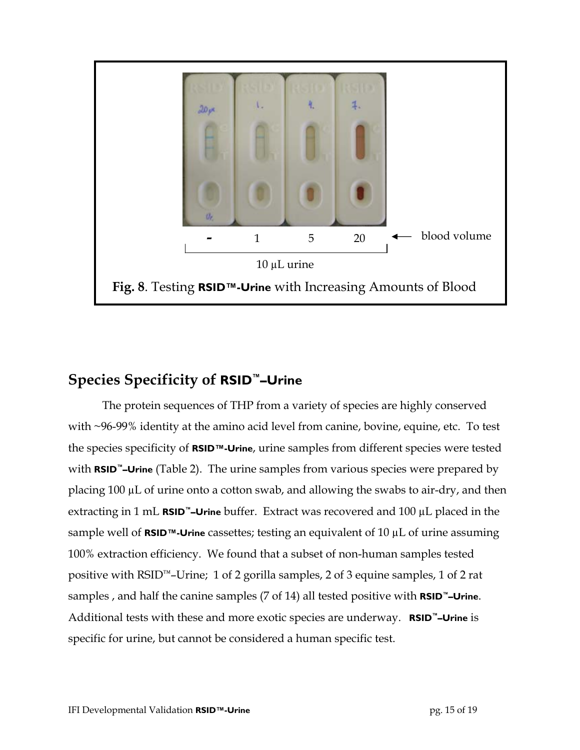- 1 5 20 ← blood volume

10 µL urine

**Fig. 8**. Testing **RSID™-Urine** with Increasing Amounts of Blood

## Species Specificity of RSID™–Urine

The protein sequences of THP from a variety of species are highly conserved with ~96-99% identity at the amino acid level from canine, bovine, equine, etc. To test the species specificity of **RSID™-Urine**, urine samples from different species were tested with **RSID™–Urine** (Table 2). The urine samples from various species were prepared by placing 100 µL of urine onto a cotton swab, and allowing the swabs to air-dry, and then extracting in 1 mL **RSID™–Urine** buffer. Extract was recovered and 100 µL placed in the sample well of **RSID™-Urine** cassettes; testing an equivalent of 10 µL of urine assuming 100% extraction efficiency. We found that a subset of non-human samples tested positive with RSID™–Urine; 1 of 2 gorilla samples, 2 of 3 equine samples, 1 of 2 rat samples , and half the canine samples (7 of 14) all tested positive with **RSID™–Urine**. Additional tests with these and more exotic species are underway. **RSID™–Urine** is specific for urine, but cannot be considered a human specific test.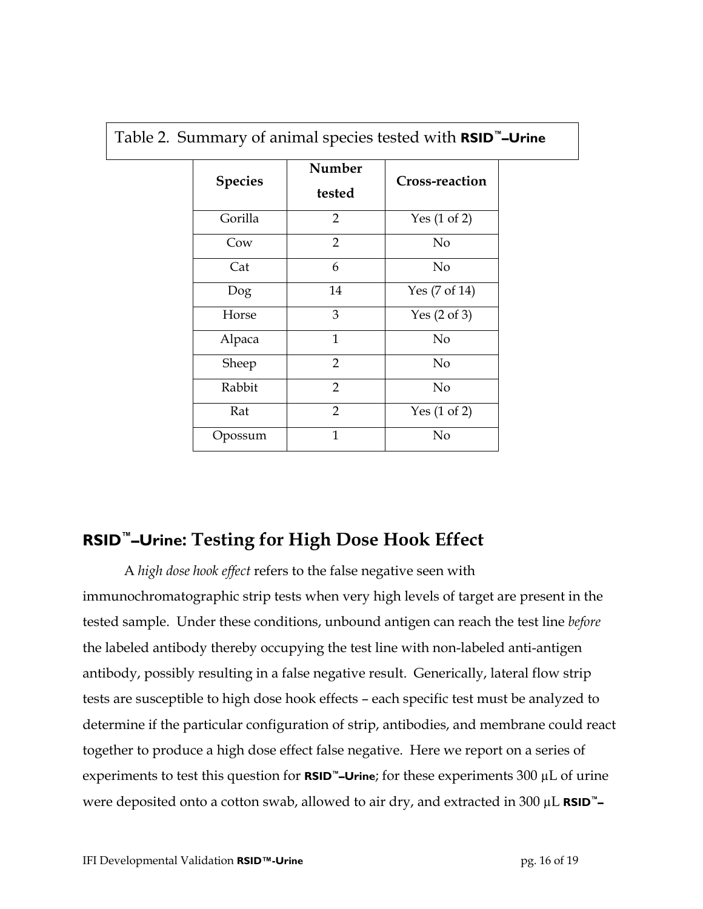Table 2. Summary of animal species tested with **RSID™–Urine**

| Species | Number tested | Cross-reaction |
|---|---|---|
| Gorilla | 2 | Yes (1 of 2) |
| Cow | 2 | No |
| Cat | 6 | No |
| Dog | 14 | Yes (7 of 14) |
| Horse | 3 | Yes (2 of 3) |
| Alpaca | 1 | No |
| Sheep | 2 | No |
| Rabbit | 2 | No |
| Rat | 2 | Yes (1 of 2) |
| Opossum | 1 | No |

## **RSID™–Urine**: Testing for High Dose Hook Effect

A *high dose hook effect* refers to the false negative seen with immunochromatographic strip tests when very high levels of target are present in the tested sample. Under these conditions, unbound antigen can reach the test line *before* the labeled antibody thereby occupying the test line with non-labeled anti-antigen antibody, possibly resulting in a false negative result. Generically, lateral flow strip tests are susceptible to high dose hook effects – each specific test must be analyzed to determine if the particular configuration of strip, antibodies, and membrane could react together to produce a high dose effect false negative. Here we report on a series of experiments to test this question for **RSID™–Urine**; for these experiments 300 µL of urine were deposited onto a cotton swab, allowed to air dry, and extracted in 300 µL **RSID™–**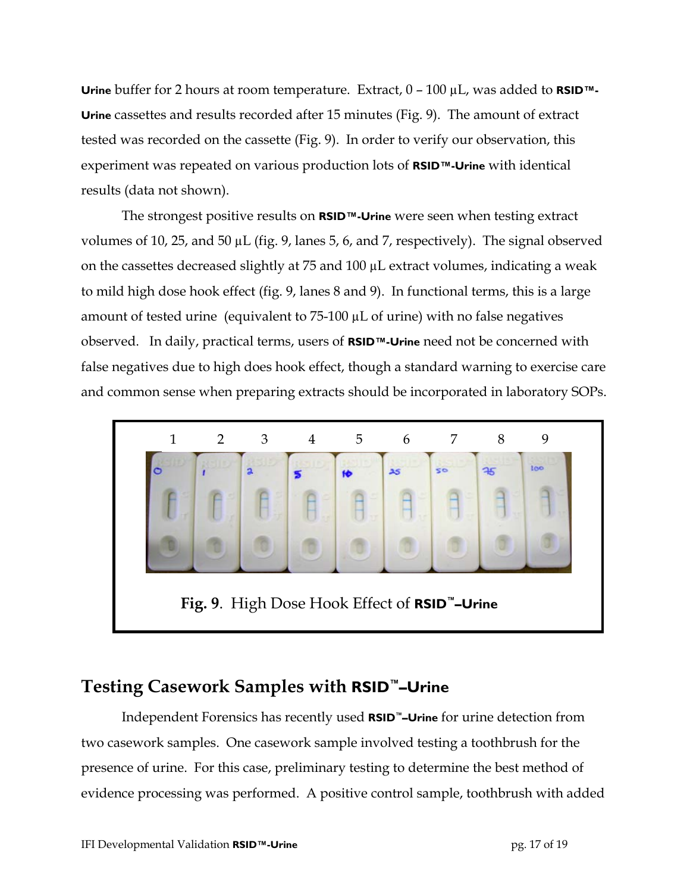**Urine** buffer for 2 hours at room temperature. Extract, 0 – 100 µL, was added to **RSID™-Urine** cassettes and results recorded after 15 minutes (Fig. 9). The amount of extract tested was recorded on the cassette (Fig. 9). In order to verify our observation, this experiment was repeated on various production lots of **RSID™-Urine** with identical results (data not shown).

The strongest positive results on **RSID™-Urine** were seen when testing extract volumes of 10, 25, and 50 µL (fig. 9, lanes 5, 6, and 7, respectively). The signal observed on the cassettes decreased slightly at 75 and 100 µL extract volumes, indicating a weak to mild high dose hook effect (fig. 9, lanes 8 and 9). In functional terms, this is a large amount of tested urine (equivalent to 75-100 µL of urine) with no false negatives observed. In daily, practical terms, users of **RSID™-Urine** need not be concerned with false negatives due to high does hook effect, though a standard warning to exercise care and common sense when preparing extracts should be incorporated in laboratory SOPs.

**Fig. 9**. High Dose Hook Effect of **RSID™–Urine**

## Testing Casework Samples with RSID™–Urine

Independent Forensics has recently used **RSID™–Urine** for urine detection from two casework samples. One casework sample involved testing a toothbrush for the presence of urine. For this case, preliminary testing to determine the best method of evidence processing was performed. A positive control sample, toothbrush with added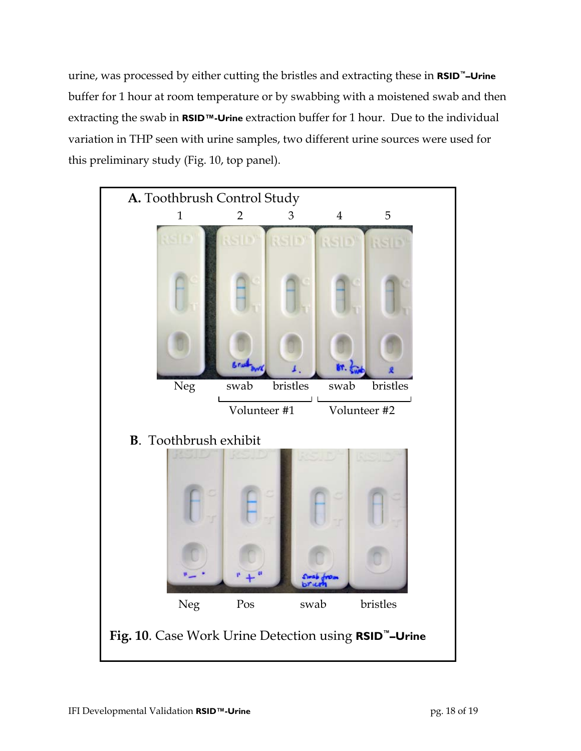urine, was processed by either cutting the bristles and extracting these in **RSID™–Urine** buffer for 1 hour at room temperature or by swabbing with a moistened swab and then extracting the swab in **RSID™-Urine** extraction buffer for 1 hour. Due to the individual variation in THP seen with urine samples, two different urine sources were used for this preliminary study (Fig. 10, top panel).

**A.** Toothbrush Control Study

1 2 3 4 5

Neg swab bristles swab bristles

Volunteer #1 Volunteer #2

**B**. Toothbrush exhibit

Neg Pos swab bristles

**Fig. 10**. Case Work Urine Detection using **RSID™–Urine**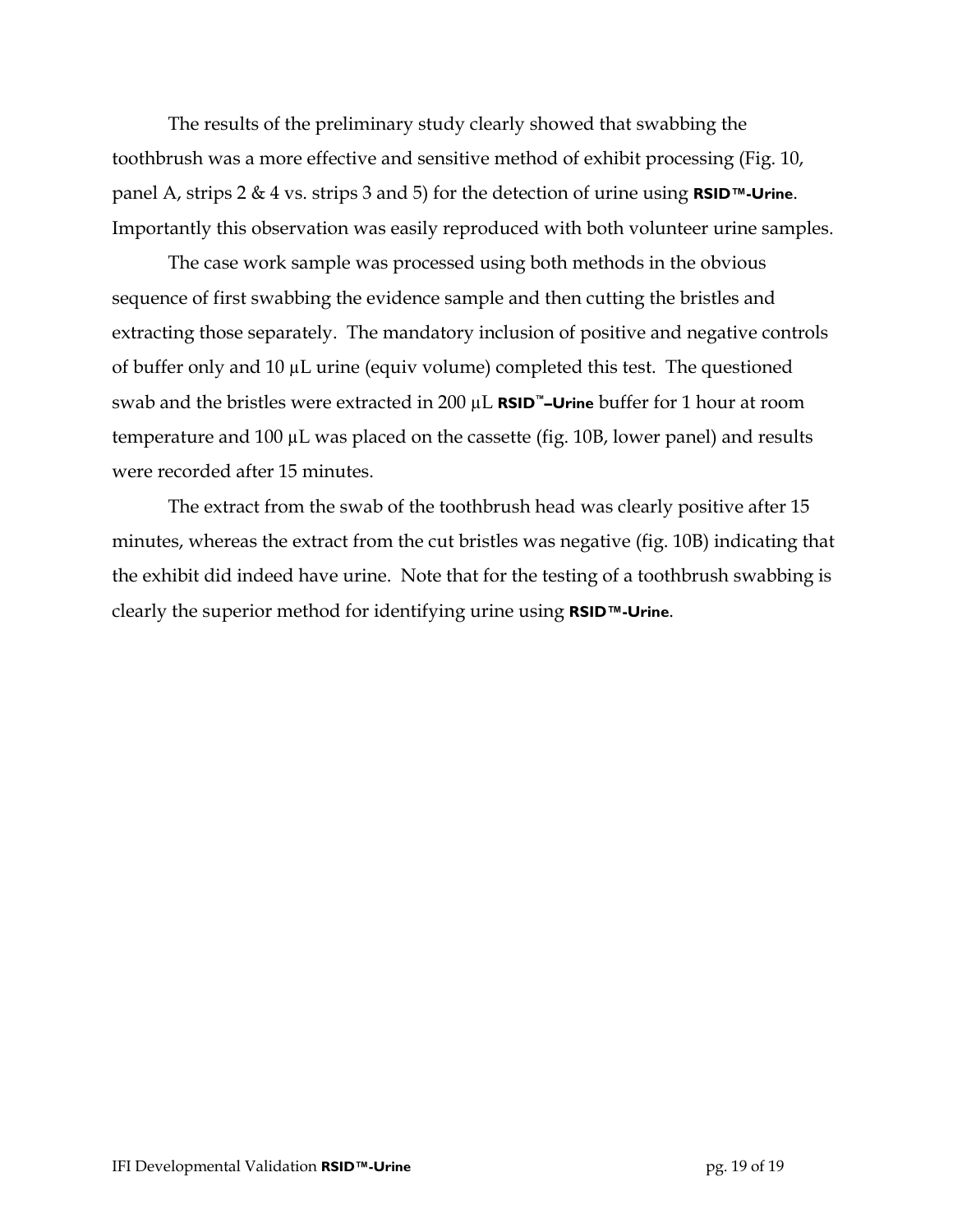The results of the preliminary study clearly showed that swabbing the toothbrush was a more effective and sensitive method of exhibit processing (Fig. 10, panel A, strips 2 & 4 vs. strips 3 and 5) for the detection of urine using **RSID™-Urine**. Importantly this observation was easily reproduced with both volunteer urine samples.

The case work sample was processed using both methods in the obvious sequence of first swabbing the evidence sample and then cutting the bristles and extracting those separately. The mandatory inclusion of positive and negative controls of buffer only and 10 µL urine (equiv volume) completed this test. The questioned swab and the bristles were extracted in 200 µL **RSID™–Urine** buffer for 1 hour at room temperature and 100 µL was placed on the cassette (fig. 10B, lower panel) and results were recorded after 15 minutes.

The extract from the swab of the toothbrush head was clearly positive after 15 minutes, whereas the extract from the cut bristles was negative (fig. 10B) indicating that the exhibit did indeed have urine. Note that for the testing of a toothbrush swabbing is clearly the superior method for identifying urine using **RSID™-Urine**.